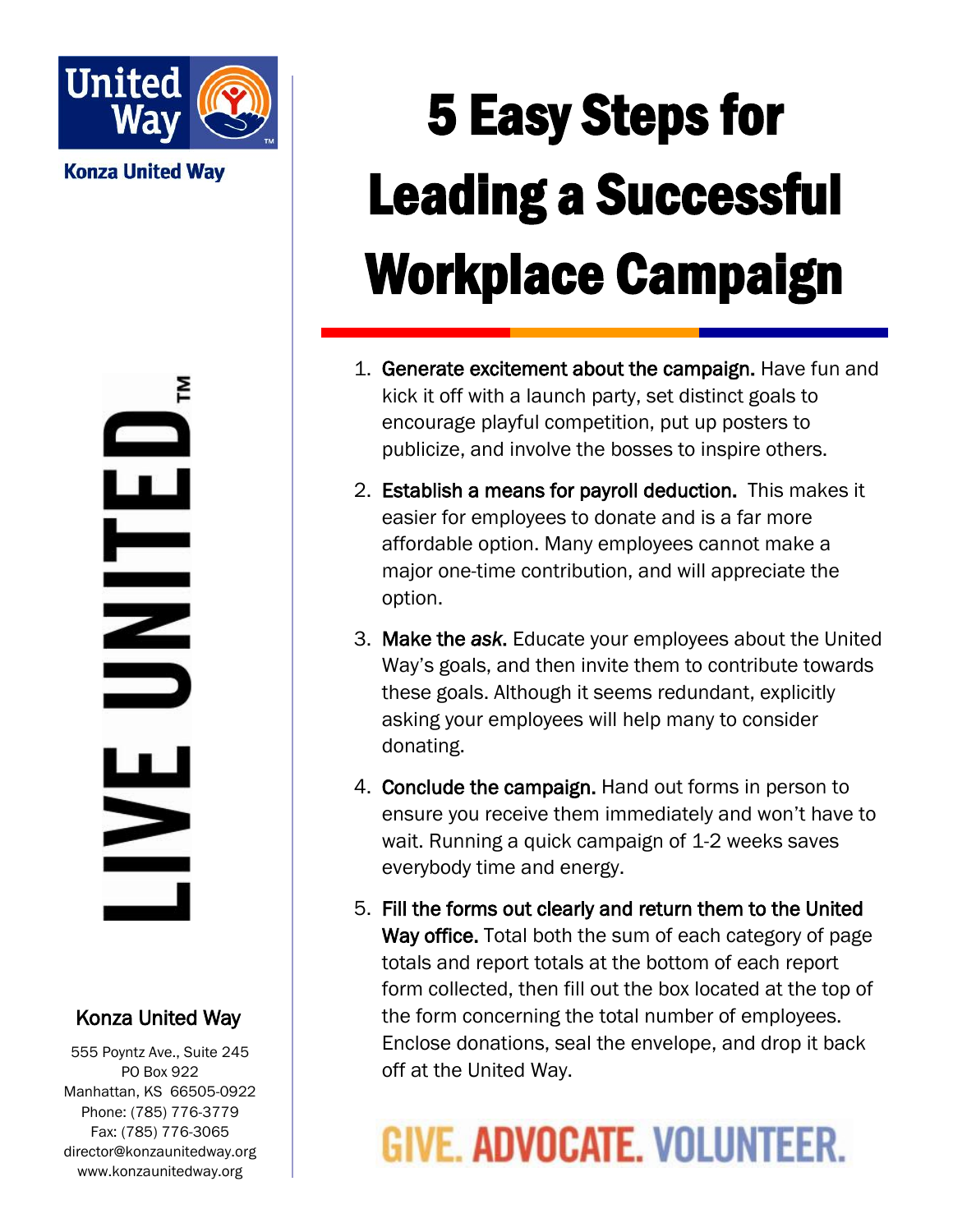# 5 Easy Steps for Leading a Successful Workplace Campaign

Konza United Way

LIVE UNITED™

1. **Generate excitement about the campaign.** Have fun and kick it off with a launch party, set distinct goals to encourage playful competition, put up posters to publicize, and involve the bosses to inspire others.

2. **Establish a means for payroll deduction.** This makes it easier for employees to donate and is a far more affordable option. Many employees cannot make a major one-time contribution, and will appreciate the option.

3. **Make the *ask*.** Educate your employees about the United Way's goals, and then invite them to contribute towards these goals. Although it seems redundant, explicitly asking your employees will help many to consider donating.

4. **Conclude the campaign.** Hand out forms in person to ensure you receive them immediately and won't have to wait. Running a quick campaign of 1-2 weeks saves everybody time and energy.

5. **Fill the forms out clearly and return them to the United Way office.** Total both the sum of each category of page totals and report totals at the bottom of each report form collected, then fill out the box located at the top of the form concerning the total number of employees. Enclose donations, seal the envelope, and drop it back off at the United Way.

**GIVE. ADVOCATE. VOLUNTEER.**

**Konza United Way**

555 Poyntz Ave., Suite 245
PO Box 922
Manhattan, KS 66505-0922
Phone: (785) 776-3779
Fax: (785) 776-3065
director@konzaunitedway.org
www.konzaunitedway.org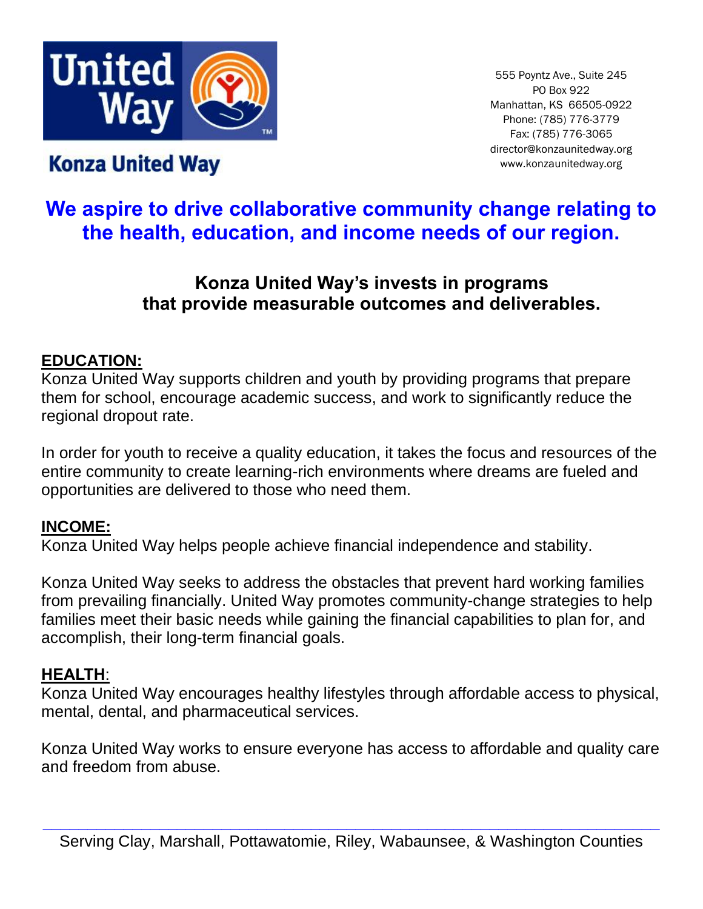**United Way**

**Konza United Way**

555 Poyntz Ave., Suite 245
PO Box 922
Manhattan, KS 66505-0922
Phone: (785) 776-3779
Fax: (785) 776-3065
director@konzaunitedway.org
www.konzaunitedway.org

# We aspire to drive collaborative community change relating to the health, education, and income needs of our region.

## Konza United Way's invests in programs that provide measurable outcomes and deliverables.

### EDUCATION:

Konza United Way supports children and youth by providing programs that prepare them for school, encourage academic success, and work to significantly reduce the regional dropout rate.

In order for youth to receive a quality education, it takes the focus and resources of the entire community to create learning-rich environments where dreams are fueled and opportunities are delivered to those who need them.

### INCOME:

Konza United Way helps people achieve financial independence and stability.

Konza United Way seeks to address the obstacles that prevent hard working families from prevailing financially. United Way promotes community-change strategies to help families meet their basic needs while gaining the financial capabilities to plan for, and accomplish, their long-term financial goals.

### HEALTH:

Konza United Way encourages healthy lifestyles through affordable access to physical, mental, dental, and pharmaceutical services.

Konza United Way works to ensure everyone has access to affordable and quality care and freedom from abuse.

---

Serving Clay, Marshall, Pottawatomie, Riley, Wabaunsee, & Washington Counties